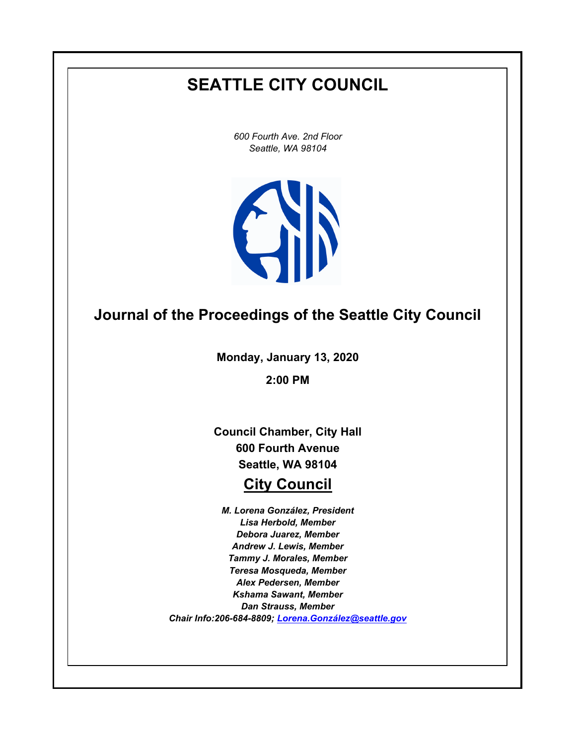# SEATTLE CITY COUNCIL

*600 Fourth Ave. 2nd Floor*
*Seattle, WA 98104*

## Journal of the Proceedings of the Seattle City Council

**Monday, January 13, 2020**

**2:00 PM**

**Council Chamber, City Hall**
**600 Fourth Avenue**
**Seattle, WA 98104**

## City Council

***M. Lorena González, President***
***Lisa Herbold, Member***
***Debora Juarez, Member***
***Andrew J. Lewis, Member***
***Tammy J. Morales, Member***
***Teresa Mosqueda, Member***
***Alex Pedersen, Member***
***Kshama Sawant, Member***
***Dan Strauss, Member***
***Chair Info:206-684-8809; Lorena.González@seattle.gov***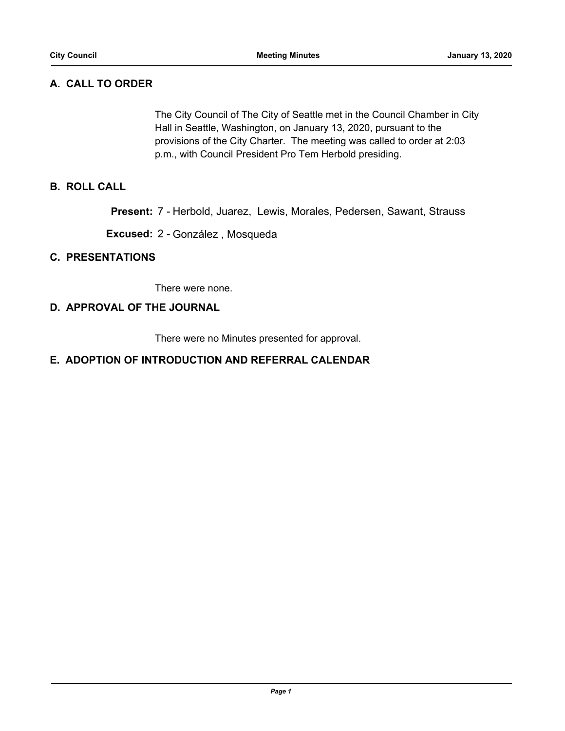## A. CALL TO ORDER

The City Council of The City of Seattle met in the Council Chamber in City Hall in Seattle, Washington, on January 13, 2020, pursuant to the provisions of the City Charter. The meeting was called to order at 2:03 p.m., with Council President Pro Tem Herbold presiding.

## B. ROLL CALL

**Present:** 7 - Herbold, Juarez, Lewis, Morales, Pedersen, Sawant, Strauss

**Excused:** 2 - González , Mosqueda

## C. PRESENTATIONS

There were none.

## D. APPROVAL OF THE JOURNAL

There were no Minutes presented for approval.

## E. ADOPTION OF INTRODUCTION AND REFERRAL CALENDAR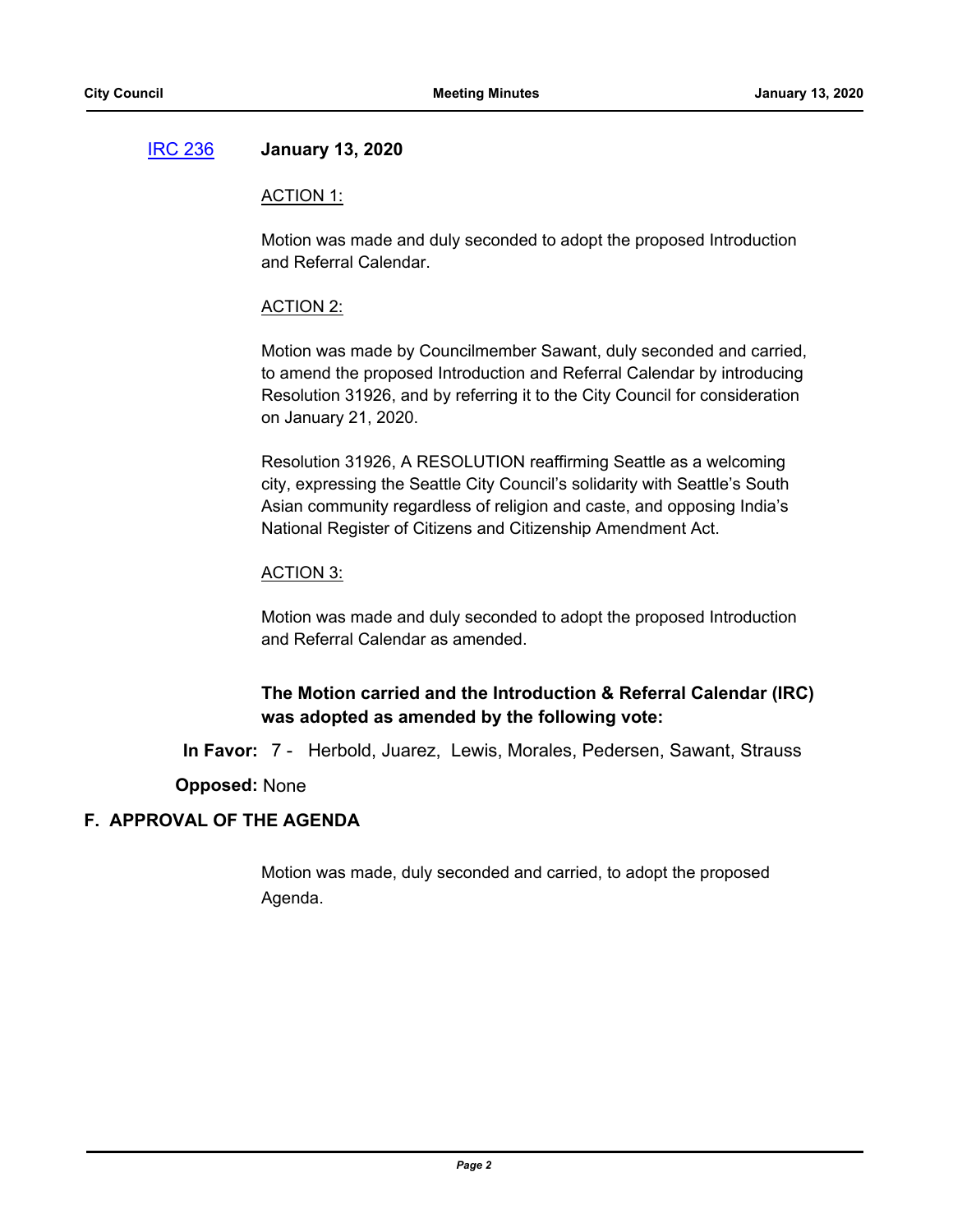IRC 236 **January 13, 2020**

ACTION 1:

Motion was made and duly seconded to adopt the proposed Introduction and Referral Calendar.

ACTION 2:

Motion was made by Councilmember Sawant, duly seconded and carried, to amend the proposed Introduction and Referral Calendar by introducing Resolution 31926, and by referring it to the City Council for consideration on January 21, 2020.

Resolution 31926, A RESOLUTION reaffirming Seattle as a welcoming city, expressing the Seattle City Council's solidarity with Seattle's South Asian community regardless of religion and caste, and opposing India's National Register of Citizens and Citizenship Amendment Act.

ACTION 3:

Motion was made and duly seconded to adopt the proposed Introduction and Referral Calendar as amended.

**The Motion carried and the Introduction & Referral Calendar (IRC) was adopted as amended by the following vote:**

**In Favor:** 7 - Herbold, Juarez, Lewis, Morales, Pedersen, Sawant, Strauss

**Opposed:** None

## F. APPROVAL OF THE AGENDA

Motion was made, duly seconded and carried, to adopt the proposed Agenda.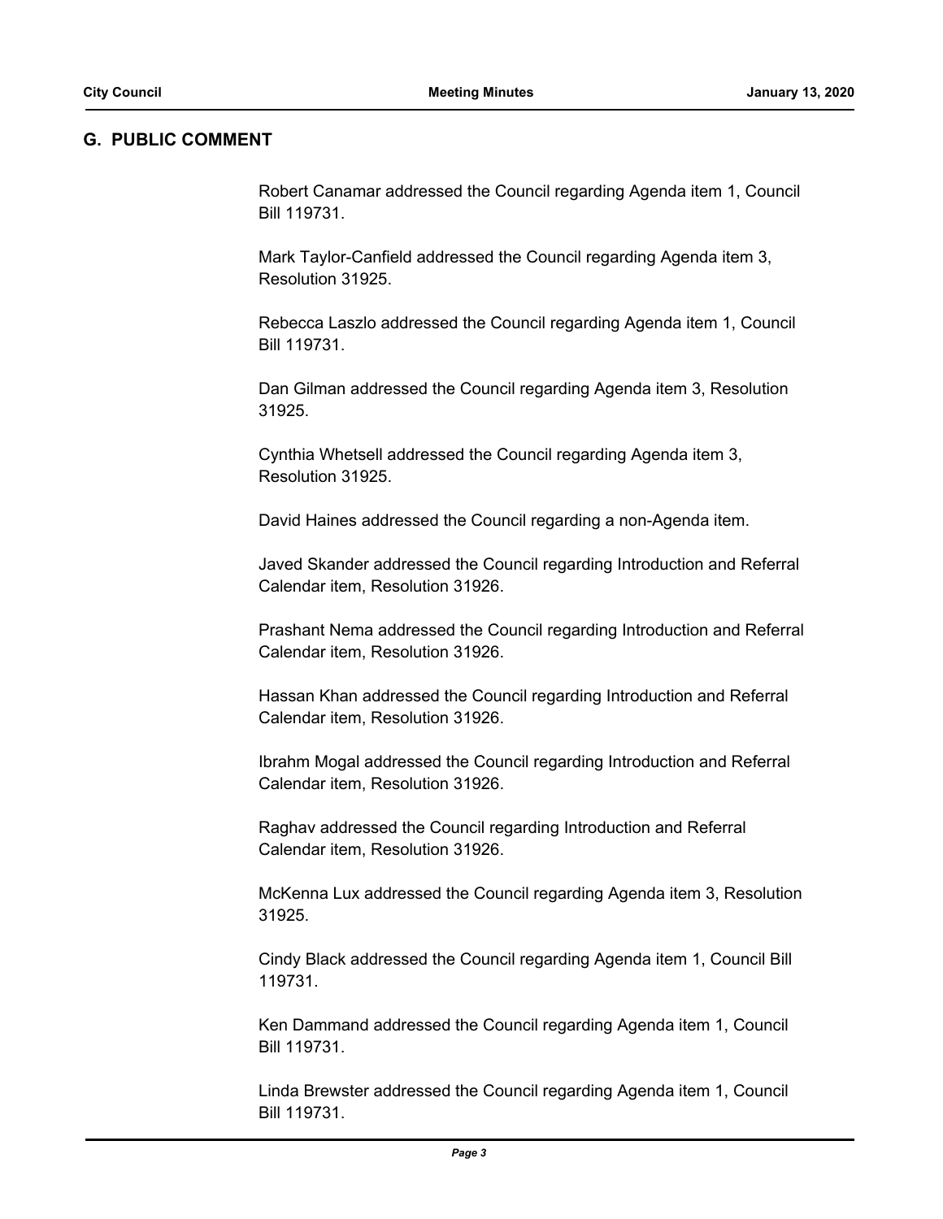## G. PUBLIC COMMENT

Robert Canamar addressed the Council regarding Agenda item 1, Council Bill 119731.

Mark Taylor-Canfield addressed the Council regarding Agenda item 3, Resolution 31925.

Rebecca Laszlo addressed the Council regarding Agenda item 1, Council Bill 119731.

Dan Gilman addressed the Council regarding Agenda item 3, Resolution 31925.

Cynthia Whetsell addressed the Council regarding Agenda item 3, Resolution 31925.

David Haines addressed the Council regarding a non-Agenda item.

Javed Skander addressed the Council regarding Introduction and Referral Calendar item, Resolution 31926.

Prashant Nema addressed the Council regarding Introduction and Referral Calendar item, Resolution 31926.

Hassan Khan addressed the Council regarding Introduction and Referral Calendar item, Resolution 31926.

Ibrahm Mogal addressed the Council regarding Introduction and Referral Calendar item, Resolution 31926.

Raghav addressed the Council regarding Introduction and Referral Calendar item, Resolution 31926.

McKenna Lux addressed the Council regarding Agenda item 3, Resolution 31925.

Cindy Black addressed the Council regarding Agenda item 1, Council Bill 119731.

Ken Dammand addressed the Council regarding Agenda item 1, Council Bill 119731.

Linda Brewster addressed the Council regarding Agenda item 1, Council Bill 119731.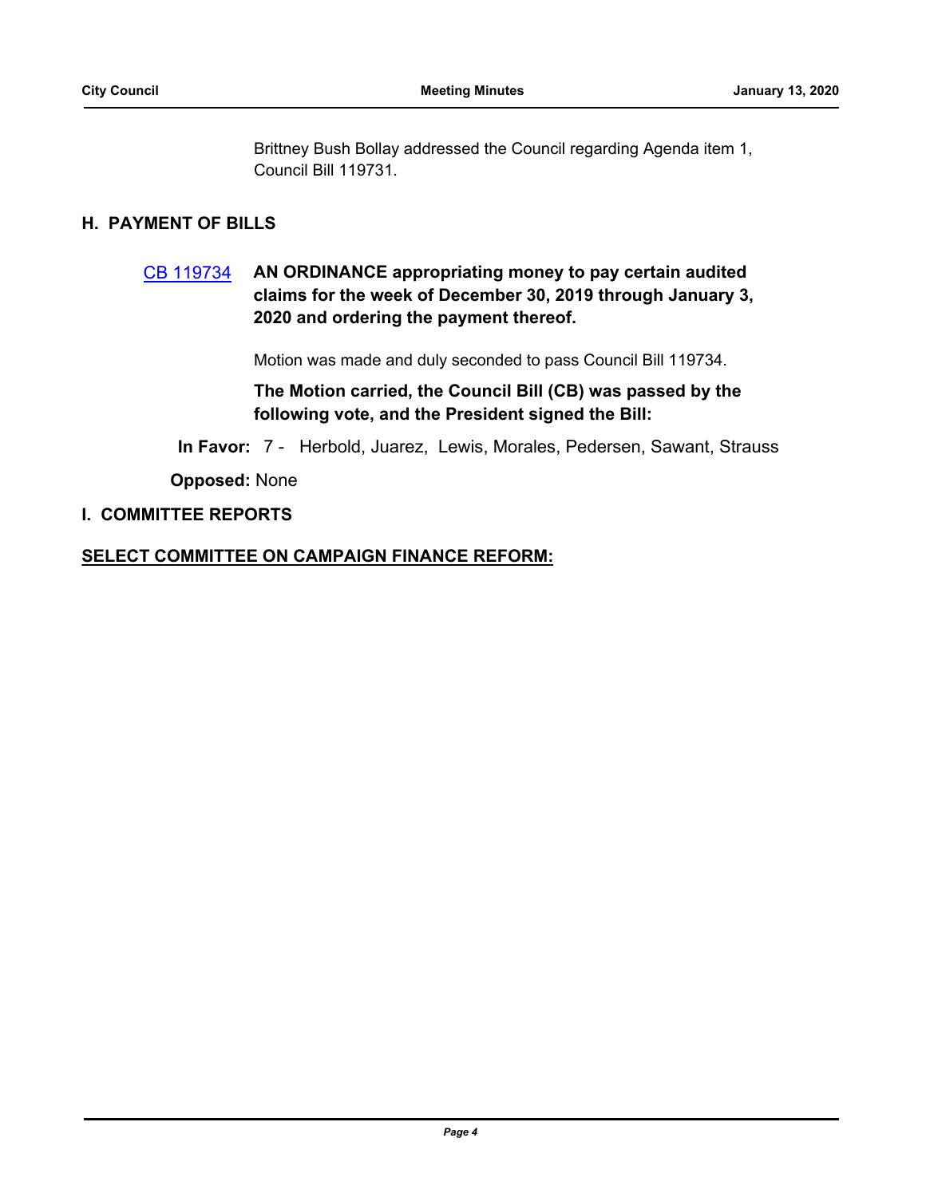Brittney Bush Bollay addressed the Council regarding Agenda item 1, Council Bill 119731.

## H. PAYMENT OF BILLS

CB 119734 **AN ORDINANCE appropriating money to pay certain audited claims for the week of December 30, 2019 through January 3, 2020 and ordering the payment thereof.**

Motion was made and duly seconded to pass Council Bill 119734.

**The Motion carried, the Council Bill (CB) was passed by the following vote, and the President signed the Bill:**

**In Favor:** 7 - Herbold, Juarez, Lewis, Morales, Pedersen, Sawant, Strauss

**Opposed:** None

## I. COMMITTEE REPORTS

### SELECT COMMITTEE ON CAMPAIGN FINANCE REFORM: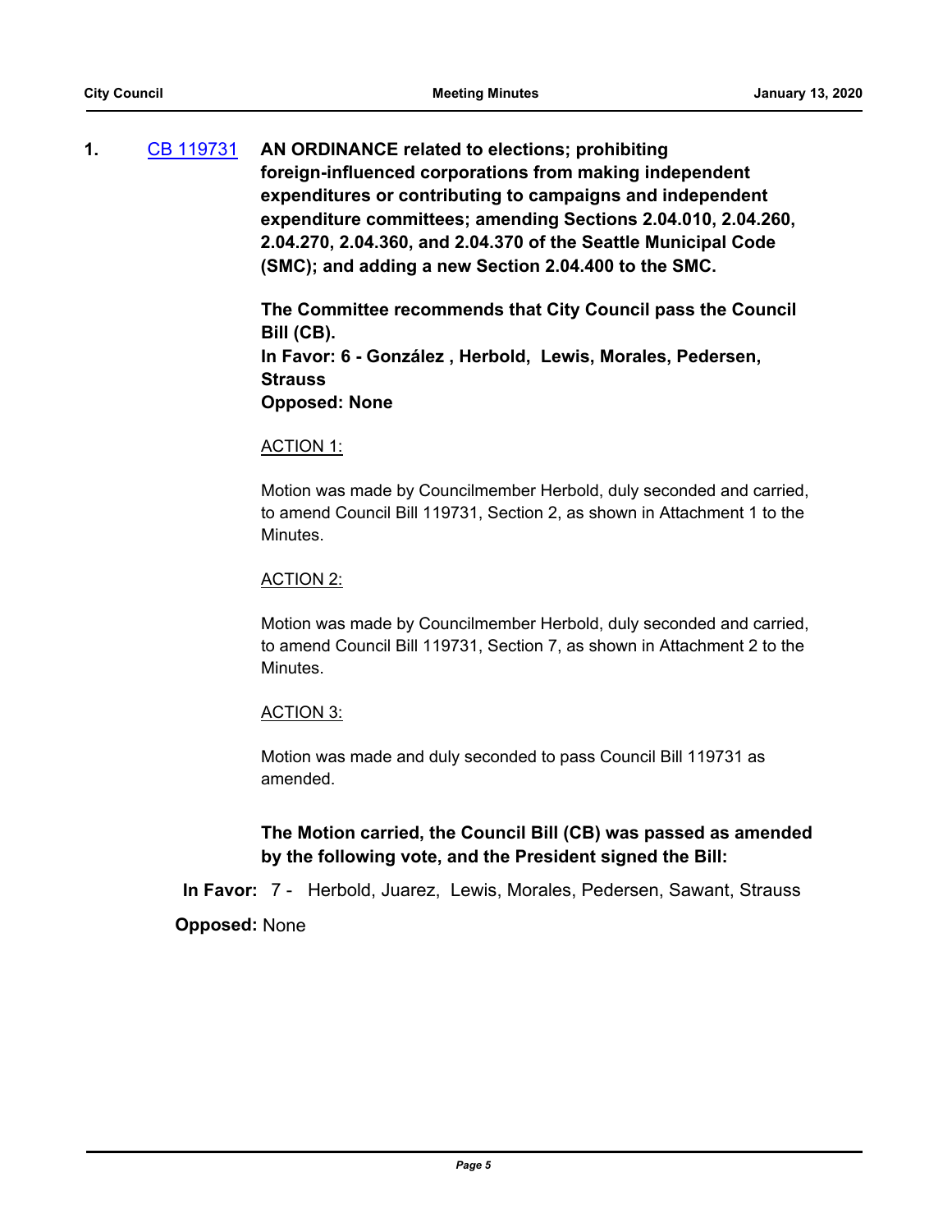**1.** [CB 119731](#) **AN ORDINANCE related to elections; prohibiting foreign-influenced corporations from making independent expenditures or contributing to campaigns and independent expenditure committees; amending Sections 2.04.010, 2.04.260, 2.04.270, 2.04.360, and 2.04.370 of the Seattle Municipal Code (SMC); and adding a new Section 2.04.400 to the SMC.**

**The Committee recommends that City Council pass the Council Bill (CB).**
**In Favor: 6 - González , Herbold, Lewis, Morales, Pedersen, Strauss**
**Opposed: None**

ACTION 1:

Motion was made by Councilmember Herbold, duly seconded and carried, to amend Council Bill 119731, Section 2, as shown in Attachment 1 to the Minutes.

ACTION 2:

Motion was made by Councilmember Herbold, duly seconded and carried, to amend Council Bill 119731, Section 7, as shown in Attachment 2 to the Minutes.

ACTION 3:

Motion was made and duly seconded to pass Council Bill 119731 as amended.

**The Motion carried, the Council Bill (CB) was passed as amended by the following vote, and the President signed the Bill:**

**In Favor:** 7 - Herbold, Juarez, Lewis, Morales, Pedersen, Sawant, Strauss

**Opposed:** None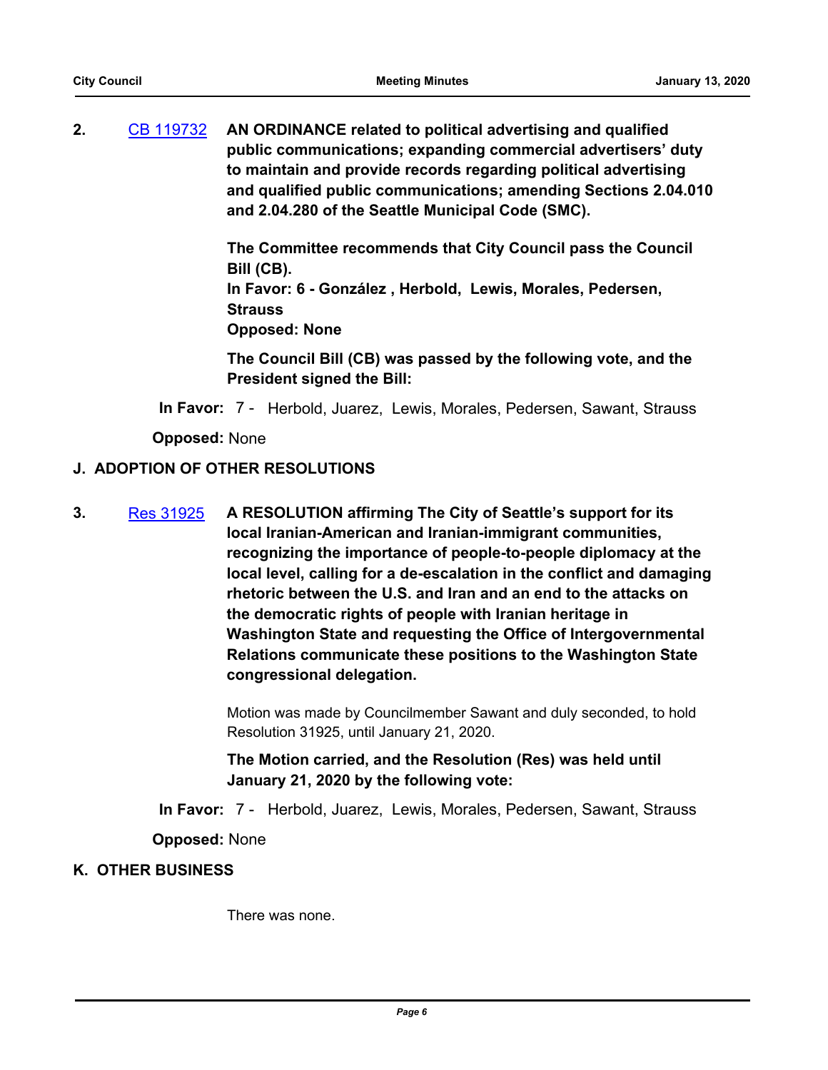**2.** [CB 119732](CB 119732) **AN ORDINANCE related to political advertising and qualified public communications; expanding commercial advertisers' duty to maintain and provide records regarding political advertising and qualified public communications; amending Sections 2.04.010 and 2.04.280 of the Seattle Municipal Code (SMC).**

**The Committee recommends that City Council pass the Council Bill (CB).**
**In Favor: 6 - González , Herbold, Lewis, Morales, Pedersen, Strauss**
**Opposed: None**

**The Council Bill (CB) was passed by the following vote, and the President signed the Bill:**

**In Favor:** 7 - Herbold, Juarez, Lewis, Morales, Pedersen, Sawant, Strauss

**Opposed:** None

## J. ADOPTION OF OTHER RESOLUTIONS

**3.** [Res 31925](Res 31925) **A RESOLUTION affirming The City of Seattle's support for its local Iranian-American and Iranian-immigrant communities, recognizing the importance of people-to-people diplomacy at the local level, calling for a de-escalation in the conflict and damaging rhetoric between the U.S. and Iran and an end to the attacks on the democratic rights of people with Iranian heritage in Washington State and requesting the Office of Intergovernmental Relations communicate these positions to the Washington State congressional delegation.**

Motion was made by Councilmember Sawant and duly seconded, to hold Resolution 31925, until January 21, 2020.

**The Motion carried, and the Resolution (Res) was held until January 21, 2020 by the following vote:**

**In Favor:** 7 - Herbold, Juarez, Lewis, Morales, Pedersen, Sawant, Strauss

**Opposed:** None

## K. OTHER BUSINESS

There was none.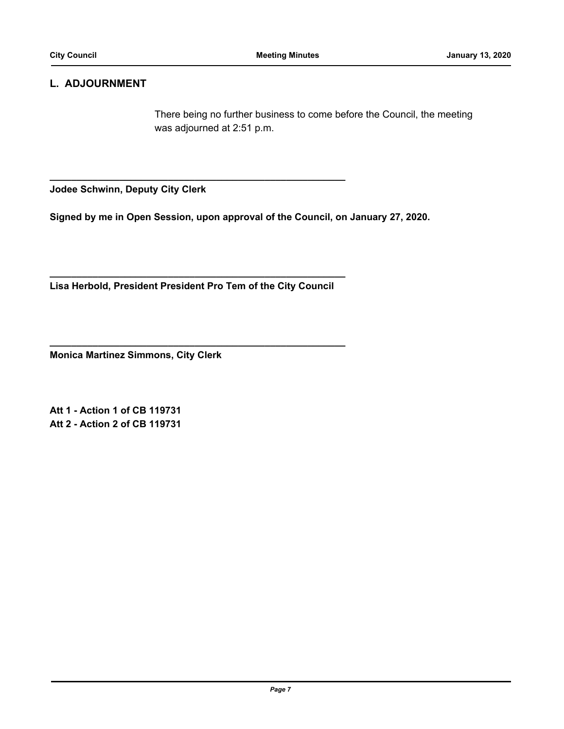## L. ADJOURNMENT

There being no further business to come before the Council, the meeting was adjourned at 2:51 p.m.

\_\_\_\_\_\_\_\_\_\_\_\_\_\_\_\_\_\_\_\_\_\_\_\_\_\_\_\_\_\_\_\_\_\_\_\_\_\_\_\_\_\_\_\_\_\_\_\_\_\_\_\_\_\_\_\_

**Jodee Schwinn, Deputy City Clerk**

**Signed by me in Open Session, upon approval of the Council, on January 27, 2020.**

\_\_\_\_\_\_\_\_\_\_\_\_\_\_\_\_\_\_\_\_\_\_\_\_\_\_\_\_\_\_\_\_\_\_\_\_\_\_\_\_\_\_\_\_\_\_\_\_\_\_\_\_\_\_\_\_

**Lisa Herbold, President President Pro Tem of the City Council**

\_\_\_\_\_\_\_\_\_\_\_\_\_\_\_\_\_\_\_\_\_\_\_\_\_\_\_\_\_\_\_\_\_\_\_\_\_\_\_\_\_\_\_\_\_\_\_\_\_\_\_\_\_\_\_\_

**Monica Martinez Simmons, City Clerk**

**Att 1 - Action 1 of CB 119731**
**Att 2 - Action 2 of CB 119731**